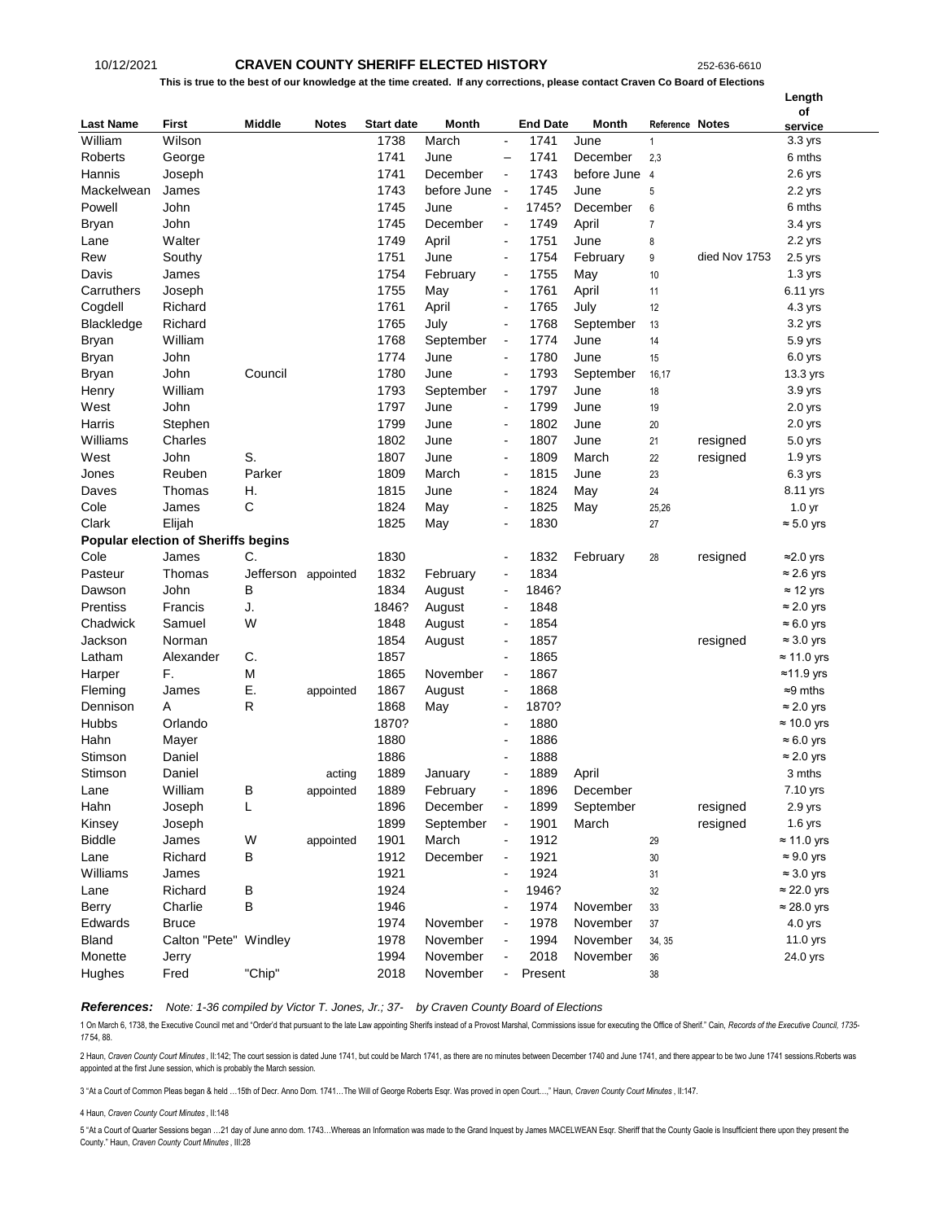10/12/2021 **CRAVEN COUNTY SHERIFF ELECTED HISTORY** 252-636-6610

**This is true to the best of our knowledge at the time created. If any corrections, please contact Craven Co Board of Elections**

| Last Name | First | Middle | Notes | Start date | Month | | End Date | Month | Reference | Notes | Length of service |
|---|---|---|---|---|---|---|---|---|---|---|---|
| William | Wilson | | | 1738 | March | - | 1741 | June | 1 | | 3.3 yrs |
| Roberts | George | | | 1741 | June | – | 1741 | December | 2,3 | | 6 mths |
| Hannis | Joseph | | | 1741 | December | - | 1743 | before June | 4 | | 2.6 yrs |
| Mackelwean | James | | | 1743 | before June | - | 1745 | June | 5 | | 2.2 yrs |
| Powell | John | | | 1745 | June | - | 1745? | December | 6 | | 6 mths |
| Bryan | John | | | 1745 | December | - | 1749 | April | 7 | | 3.4 yrs |
| Lane | Walter | | | 1749 | April | - | 1751 | June | 8 | | 2.2 yrs |
| Rew | Southy | | | 1751 | June | - | 1754 | February | 9 | died Nov 1753 | 2.5 yrs |
| Davis | James | | | 1754 | February | - | 1755 | May | 10 | | 1.3 yrs |
| Carruthers | Joseph | | | 1755 | May | - | 1761 | April | 11 | | 6.11 yrs |
| Cogdell | Richard | | | 1761 | April | - | 1765 | July | 12 | | 4.3 yrs |
| Blackledge | Richard | | | 1765 | July | - | 1768 | September | 13 | | 3.2 yrs |
| Bryan | William | | | 1768 | September | - | 1774 | June | 14 | | 5.9 yrs |
| Bryan | John | | | 1774 | June | - | 1780 | June | 15 | | 6.0 yrs |
| Bryan | John | Council | | 1780 | June | - | 1793 | September | 16,17 | | 13.3 yrs |
| Henry | William | | | 1793 | September | - | 1797 | June | 18 | | 3.9 yrs |
| West | John | | | 1797 | June | - | 1799 | June | 19 | | 2.0 yrs |
| Harris | Stephen | | | 1799 | June | - | 1802 | June | 20 | | 2.0 yrs |
| Williams | Charles | | | 1802 | June | - | 1807 | June | 21 | resigned | 5.0 yrs |
| West | John | S. | | 1807 | June | - | 1809 | March | 22 | resigned | 1.9 yrs |
| Jones | Reuben | Parker | | 1809 | March | - | 1815 | June | 23 | | 6.3 yrs |
| Daves | Thomas | H. | | 1815 | June | - | 1824 | May | 24 | | 8.11 yrs |
| Cole | James | C | | 1824 | May | - | 1825 | May | 25,26 | | 1.0 yr |
| Clark | Elijah | | | 1825 | May | - | 1830 | | 27 | | ≈ 5.0 yrs |
| **Popular election of Sheriffs begins** | | | | | | | | | | | |
| Cole | James | C. | | 1830 | | - | 1832 | February | 28 | resigned | ≈2.0 yrs |
| Pasteur | Thomas | Jefferson | appointed | 1832 | February | - | 1834 | | | | ≈ 2.6 yrs |
| Dawson | John | B | | 1834 | August | - | 1846? | | | | ≈ 12 yrs |
| Prentiss | Francis | J. | | 1846? | August | - | 1848 | | | | ≈ 2.0 yrs |
| Chadwick | Samuel | W | | 1848 | August | - | 1854 | | | | ≈ 6.0 yrs |
| Jackson | Norman | | | 1854 | August | - | 1857 | | | resigned | ≈ 3.0 yrs |
| Latham | Alexander | C. | | 1857 | | - | 1865 | | | | ≈ 11.0 yrs |
| Harper | F. | M | | 1865 | November | - | 1867 | | | | ≈11.9 yrs |
| Fleming | James | E. | appointed | 1867 | August | - | 1868 | | | | ≈9 mths |
| Dennison | A | R | | 1868 | May | - | 1870? | | | | ≈ 2.0 yrs |
| Hubbs | Orlando | | | 1870? | | - | 1880 | | | | ≈ 10.0 yrs |
| Hahn | Mayer | | | 1880 | | - | 1886 | | | | ≈ 6.0 yrs |
| Stimson | Daniel | | | 1886 | | - | 1888 | | | | ≈ 2.0 yrs |
| Stimson | Daniel | | acting | 1889 | January | - | 1889 | April | | | 3 mths |
| Lane | William | B | appointed | 1889 | February | - | 1896 | December | | | 7.10 yrs |
| Hahn | Joseph | L | | 1896 | December | - | 1899 | September | | resigned | 2.9 yrs |
| Kinsey | Joseph | | | 1899 | September | - | 1901 | March | | resigned | 1.6 yrs |
| Biddle | James | W | appointed | 1901 | March | - | 1912 | | 29 | | ≈ 11.0 yrs |
| Lane | Richard | B | | 1912 | December | - | 1921 | | 30 | | ≈ 9.0 yrs |
| Williams | James | | | 1921 | | - | 1924 | | 31 | | ≈ 3.0 yrs |
| Lane | Richard | B | | 1924 | | - | 1946? | | 32 | | ≈ 22.0 yrs |
| Berry | Charlie | B | | 1946 | | - | 1974 | November | 33 | | ≈ 28.0 yrs |
| Edwards | Bruce | | | 1974 | November | - | 1978 | November | 37 | | 4.0 yrs |
| Bland | Calton "Pete" | Windley | | 1978 | November | - | 1994 | November | 34, 35 | | 11.0 yrs |
| Monette | Jerry | | | 1994 | November | - | 2018 | November | 36 | | 24.0 yrs |
| Hughes | Fred | "Chip" | | 2018 | November | - | Present | | 38 | | |

***References:*** *Note: 1-36 compiled by Victor T. Jones, Jr.; 37- by Craven County Board of Elections*

1 On March 6, 1738, the Executive Council met and "Order'd that pursuant to the late Law appointing Sherifs instead of a Provost Marshal, Commissions issue for executing the Office of Sherif." Cain, *Records of the Executive Council, 1735-17*54, 88.

2 Haun, *Craven County Court Minutes*, II:142; The court session is dated June 1741, but could be March 1741, as there are no minutes between December 1740 and June 1741, and there appear to be two June 1741 sessions.Roberts was appointed at the first June session, which is probably the March session.

3 "At a Court of Common Pleas began & held …15th of Decr. Anno Dom. 1741…The Will of George Roberts Esqr. Was proved in open Court…," Haun, *Craven County Court Minutes*, II:147.

4 Haun, *Craven County Court Minutes*, II:148

5 "At a Court of Quarter Sessions began …21 day of June anno dom. 1743…Whereas an Information was made to the Grand Inquest by James MACELWEAN Esqr. Sheriff that the County Gaole is Insufficient there upon they present the County." Haun, *Craven County Court Minutes*, III:28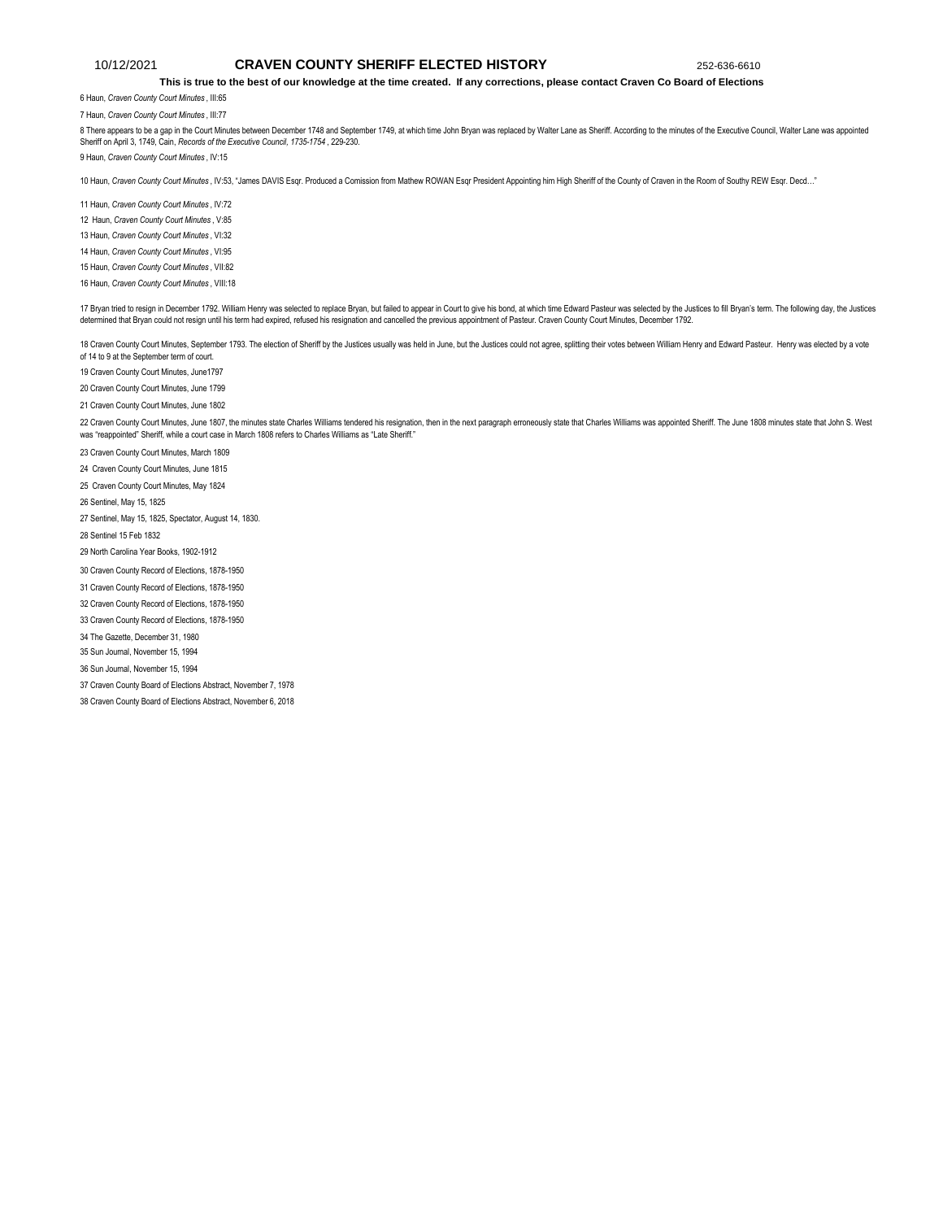This is true to the best of our knowledge at the time created. If any corrections, please contact Craven Co Board of Elections

6 Haun, *Craven County Court Minutes* , III:65

7 Haun, *Craven County Court Minutes* , III:77

8 There appears to be a gap in the Court Minutes between December 1748 and September 1749, at which time John Bryan was replaced by Walter Lane as Sheriff. According to the minutes of the Executive Council, Walter Lane was appointed Sheriff on April 3, 1749, Cain, *Records of the Executive Council, 1735-1754* , 229-230.

9 Haun, *Craven County Court Minutes* , IV:15

10 Haun, *Craven County Court Minutes* , IV:53, "James DAVIS Esqr. Produced a Comission from Mathew ROWAN Esqr President Appointing him High Sheriff of the County of Craven in the Room of Southy REW Esqr. Decd…"

11 Haun, *Craven County Court Minutes* , IV:72

12 Haun, *Craven County Court Minutes* , V:85

13 Haun, *Craven County Court Minutes* , VI:32

14 Haun, *Craven County Court Minutes* , VI:95

15 Haun, *Craven County Court Minutes* , VII:82

16 Haun, *Craven County Court Minutes* , VIII:18

17 Bryan tried to resign in December 1792. William Henry was selected to replace Bryan, but failed to appear in Court to give his bond, at which time Edward Pasteur was selected by the Justices to fill Bryan's term. The following day, the Justices determined that Bryan could not resign until his term had expired, refused his resignation and cancelled the previous appointment of Pasteur. Craven County Court Minutes, December 1792.

18 Craven County Court Minutes, September 1793. The election of Sheriff by the Justices usually was held in June, but the Justices could not agree, splitting their votes between William Henry and Edward Pasteur. Henry was elected by a vote of 14 to 9 at the September term of court.

19 Craven County Court Minutes, June1797

20 Craven County Court Minutes, June 1799

21 Craven County Court Minutes, June 1802

22 Craven County Court Minutes, June 1807, the minutes state Charles Williams tendered his resignation, then in the next paragraph erroneously state that Charles Williams was appointed Sheriff. The June 1808 minutes state that John S. West was "reappointed" Sheriff, while a court case in March 1808 refers to Charles Williams as "Late Sheriff."

23 Craven County Court Minutes, March 1809

24 Craven County Court Minutes, June 1815

25 Craven County Court Minutes, May 1824

26 Sentinel, May 15, 1825

27 Sentinel, May 15, 1825, Spectator, August 14, 1830.

28 Sentinel 15 Feb 1832

29 North Carolina Year Books, 1902-1912

30 Craven County Record of Elections, 1878-1950

31 Craven County Record of Elections, 1878-1950

32 Craven County Record of Elections, 1878-1950

33 Craven County Record of Elections, 1878-1950

34 The Gazette, December 31, 1980

35 Sun Journal, November 15, 1994

36 Sun Journal, November 15, 1994

37 Craven County Board of Elections Abstract, November 7, 1978

38 Craven County Board of Elections Abstract, November 6, 2018